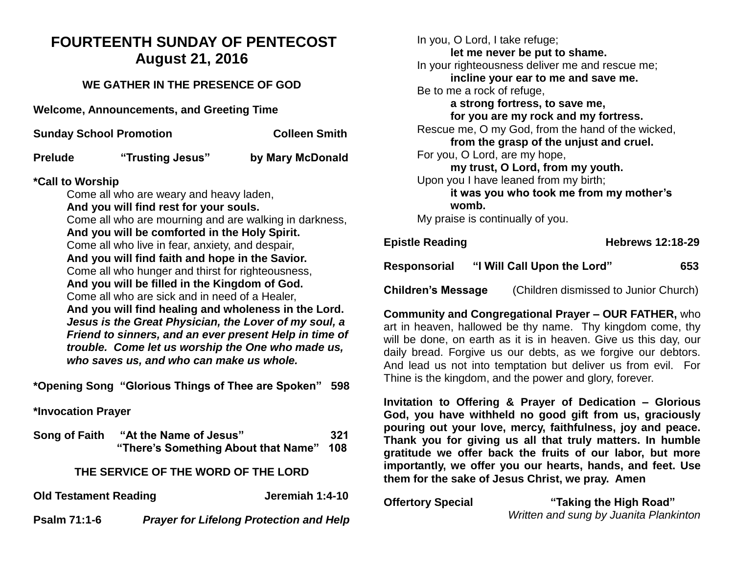# FOURTEENTH SUNDAY OF PENTECOST
## August 21, 2016

### WE GATHER IN THE PRESENCE OF GOD

**Welcome, Announcements, and Greeting Time**

**Sunday School Promotion** **Colleen Smith**

**Prelude** **"Trusting Jesus"** **by Mary McDonald**

**\*Call to Worship**

Come all who are weary and heavy laden,
**And you will find rest for your souls.**
Come all who are mourning and are walking in darkness,
**And you will be comforted in the Holy Spirit.**
Come all who live in fear, anxiety, and despair,
**And you will find faith and hope in the Savior.**
Come all who hunger and thirst for righteousness,
**And you will be filled in the Kingdom of God.**
Come all who are sick and in need of a Healer,
**And you will find healing and wholeness in the Lord.**
***Jesus is the Great Physician, the Lover of my soul, a Friend to sinners, and an ever present Help in time of trouble. Come let us worship the One who made us, who saves us, and who can make us whole.***

**\*Opening Song "Glorious Things of Thee are Spoken" 598**

**\*Invocation Prayer**

**Song of Faith "At the Name of Jesus" 321**
**"There's Something About that Name" 108**

### THE SERVICE OF THE WORD OF THE LORD

**Old Testament Reading** **Jeremiah 1:4-10**

**Psalm 71:1-6** ***Prayer for Lifelong Protection and Help***

In you, O Lord, I take refuge;
**let me never be put to shame.**
In your righteousness deliver me and rescue me;
**incline your ear to me and save me.**
Be to me a rock of refuge,
**a strong fortress, to save me,**
**for you are my rock and my fortress.**
Rescue me, O my God, from the hand of the wicked,
**from the grasp of the unjust and cruel.**
For you, O Lord, are my hope,
**my trust, O Lord, from my youth.**
Upon you I have leaned from my birth;
**it was you who took me from my mother's womb.**
My praise is continually of you.

**Epistle Reading** **Hebrews 12:18-29**

**Responsorial "I Will Call Upon the Lord" 653**

**Children's Message** (Children dismissed to Junior Church)

**Community and Congregational Prayer – OUR FATHER,** who art in heaven, hallowed be thy name. Thy kingdom come, thy will be done, on earth as it is in heaven. Give us this day, our daily bread. Forgive us our debts, as we forgive our debtors. And lead us not into temptation but deliver us from evil. For Thine is the kingdom, and the power and glory, forever.

**Invitation to Offering & Prayer of Dedication – Glorious God, you have withheld no good gift from us, graciously pouring out your love, mercy, faithfulness, joy and peace. Thank you for giving us all that truly matters. In humble gratitude we offer back the fruits of our labor, but more importantly, we offer you our hearts, hands, and feet. Use them for the sake of Jesus Christ, we pray. Amen**

**Offertory Special** **"Taking the High Road"**
*Written and sung by Juanita Plankinton*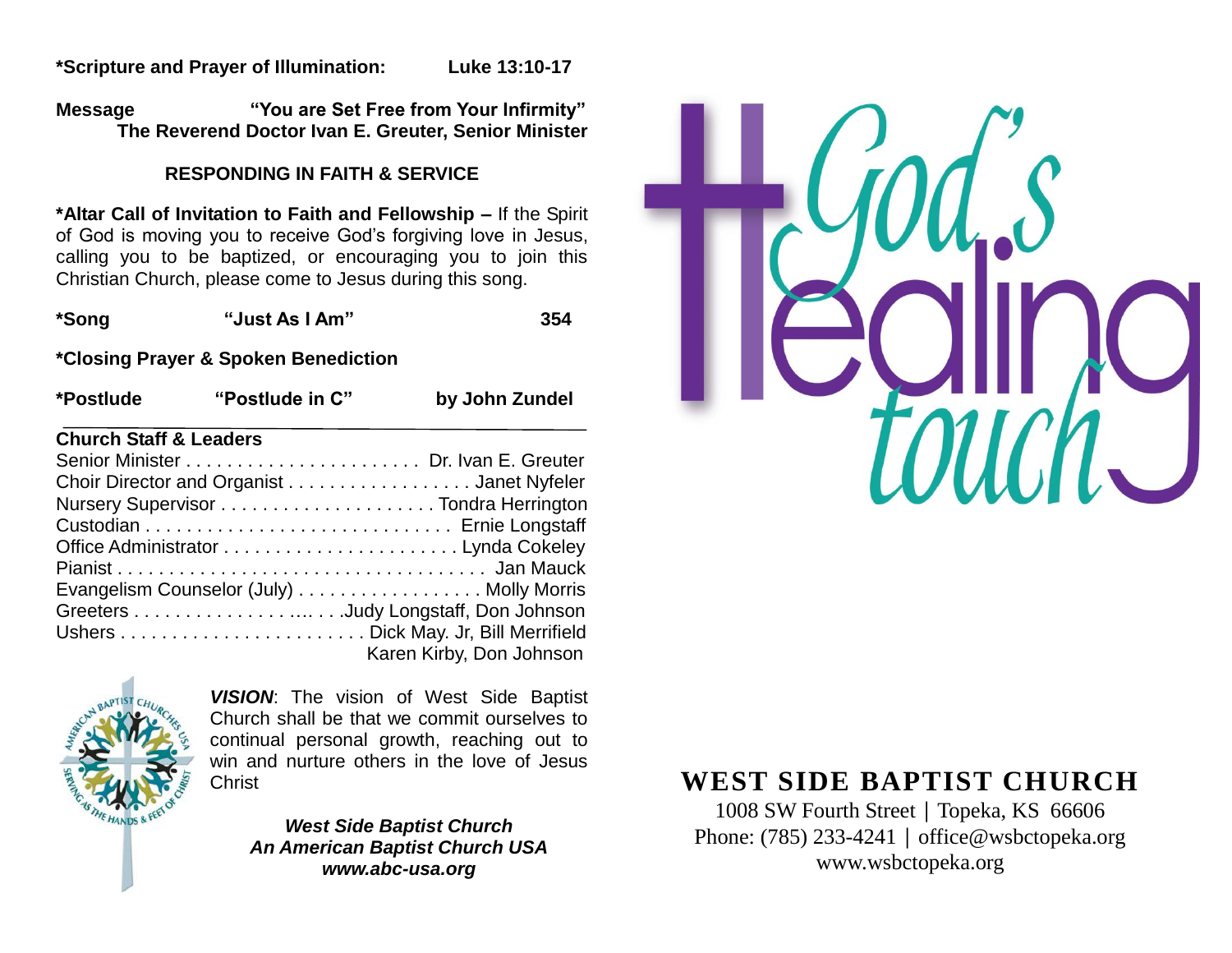**\*Scripture and Prayer of Illumination:** **Luke 13:10-17**

**Message** **"You are Set Free from Your Infirmity"**
**The Reverend Doctor Ivan E. Greuter, Senior Minister**

**RESPONDING IN FAITH & SERVICE**

**\*Altar Call of Invitation to Faith and Fellowship –** If the Spirit of God is moving you to receive God's forgiving love in Jesus, calling you to be baptized, or encouraging you to join this Christian Church, please come to Jesus during this song.

**\*Song** **"Just As I Am"** **354**

**\*Closing Prayer & Spoken Benediction**

**\*Postlude** **"Postlude in C"** **by John Zundel**

**Church Staff & Leaders**

Senior Minister . . . . . . . . . . . . . . . . . . . . . . . Dr. Ivan E. Greuter
Choir Director and Organist . . . . . . . . . . . . . . . . . . Janet Nyfeler
Nursery Supervisor . . . . . . . . . . . . . . . . . . . . Tondra Herrington
Custodian . . . . . . . . . . . . . . . . . . . . . . . . . . . . . Ernie Longstaff
Office Administrator . . . . . . . . . . . . . . . . . . . . . . Lynda Cokeley
Pianist . . . . . . . . . . . . . . . . . . . . . . . . . . . . . . . . . . . Jan Mauck
Evangelism Counselor (July) . . . . . . . . . . . . . . . . . . Molly Morris
Greeters . . . . . . . . . . . . . . . . .... . . .Judy Longstaff, Don Johnson
Ushers . . . . . . . . . . . . . . . . . . . . . . . . Dick May. Jr, Bill Merrifield
Karen Kirby, Don Johnson

***VISION***: The vision of West Side Baptist Church shall be that we commit ourselves to continual personal growth, reaching out to win and nurture others in the love of Jesus Christ

***West Side Baptist Church***
***An American Baptist Church USA***
***www.abc-usa.org***

God's Healing touch

**WEST SIDE BAPTIST CHURCH**

1008 SW Fourth Street | Topeka, KS 66606
Phone: (785) 233-4241 | office@wsbctopeka.org
www.wsbctopeka.org